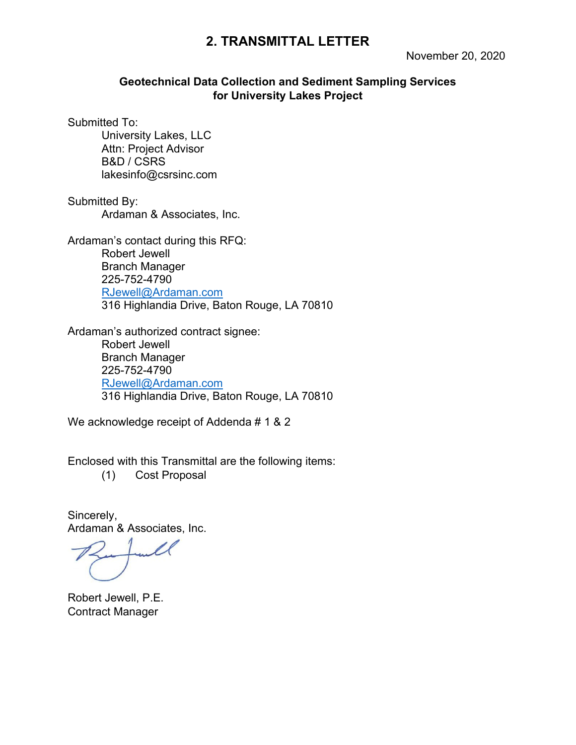# 2. TRANSMITTAL LETTER

November 20, 2020

**Geotechnical Data Collection and Sediment Sampling Services for University Lakes Project**

Submitted To:

University Lakes, LLC
Attn: Project Advisor
B&D / CSRS
lakesinfo@csrsinc.com

Submitted By:

Ardaman & Associates, Inc.

Ardaman's contact during this RFQ:

Robert Jewell
Branch Manager
225-752-4790
RJewell@Ardaman.com
316 Highlandia Drive, Baton Rouge, LA 70810

Ardaman's authorized contract signee:

Robert Jewell
Branch Manager
225-752-4790
RJewell@Ardaman.com
316 Highlandia Drive, Baton Rouge, LA 70810

We acknowledge receipt of Addenda # 1 & 2

Enclosed with this Transmittal are the following items:

(1) Cost Proposal

Sincerely,
Ardaman & Associates, Inc.

Robert Jewell, P.E.
Contract Manager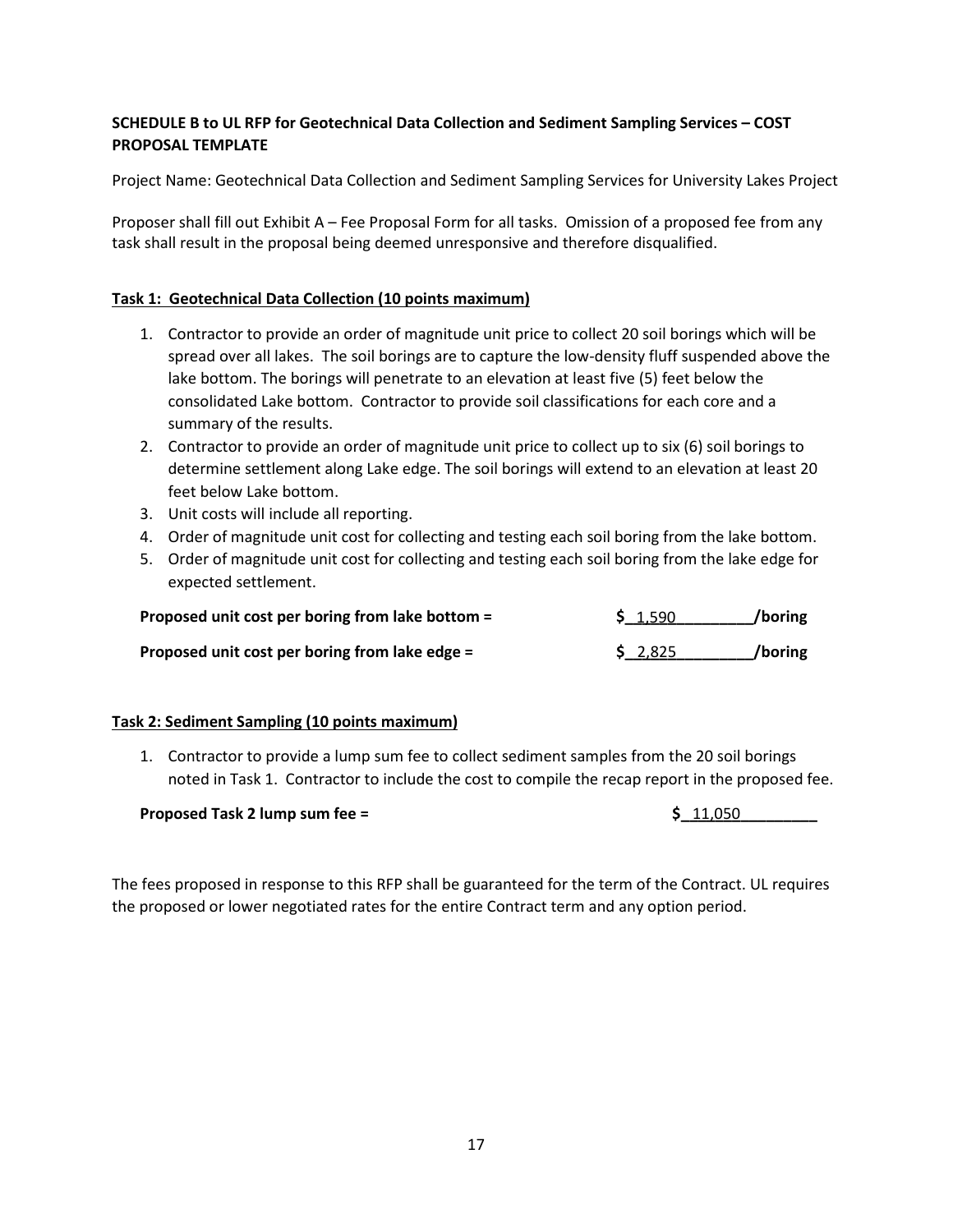**SCHEDULE B to UL RFP for Geotechnical Data Collection and Sediment Sampling Services – COST PROPOSAL TEMPLATE**

Project Name: Geotechnical Data Collection and Sediment Sampling Services for University Lakes Project

Proposer shall fill out Exhibit A – Fee Proposal Form for all tasks. Omission of a proposed fee from any task shall result in the proposal being deemed unresponsive and therefore disqualified.

**Task 1: Geotechnical Data Collection (10 points maximum)**

1. Contractor to provide an order of magnitude unit price to collect 20 soil borings which will be spread over all lakes. The soil borings are to capture the low-density fluff suspended above the lake bottom. The borings will penetrate to an elevation at least five (5) feet below the consolidated Lake bottom. Contractor to provide soil classifications for each core and a summary of the results.
2. Contractor to provide an order of magnitude unit price to collect up to six (6) soil borings to determine settlement along Lake edge. The soil borings will extend to an elevation at least 20 feet below Lake bottom.
3. Unit costs will include all reporting.
4. Order of magnitude unit cost for collecting and testing each soil boring from the lake bottom.
5. Order of magnitude unit cost for collecting and testing each soil boring from the lake edge for expected settlement.

**Proposed unit cost per boring from lake bottom =** **$** 1,590 **/boring**

**Proposed unit cost per boring from lake edge =** **$** 2,825 **/boring**

**Task 2: Sediment Sampling (10 points maximum)**

1. Contractor to provide a lump sum fee to collect sediment samples from the 20 soil borings noted in Task 1. Contractor to include the cost to compile the recap report in the proposed fee.

**Proposed Task 2 lump sum fee =** **$** 11,050

The fees proposed in response to this RFP shall be guaranteed for the term of the Contract. UL requires the proposed or lower negotiated rates for the entire Contract term and any option period.